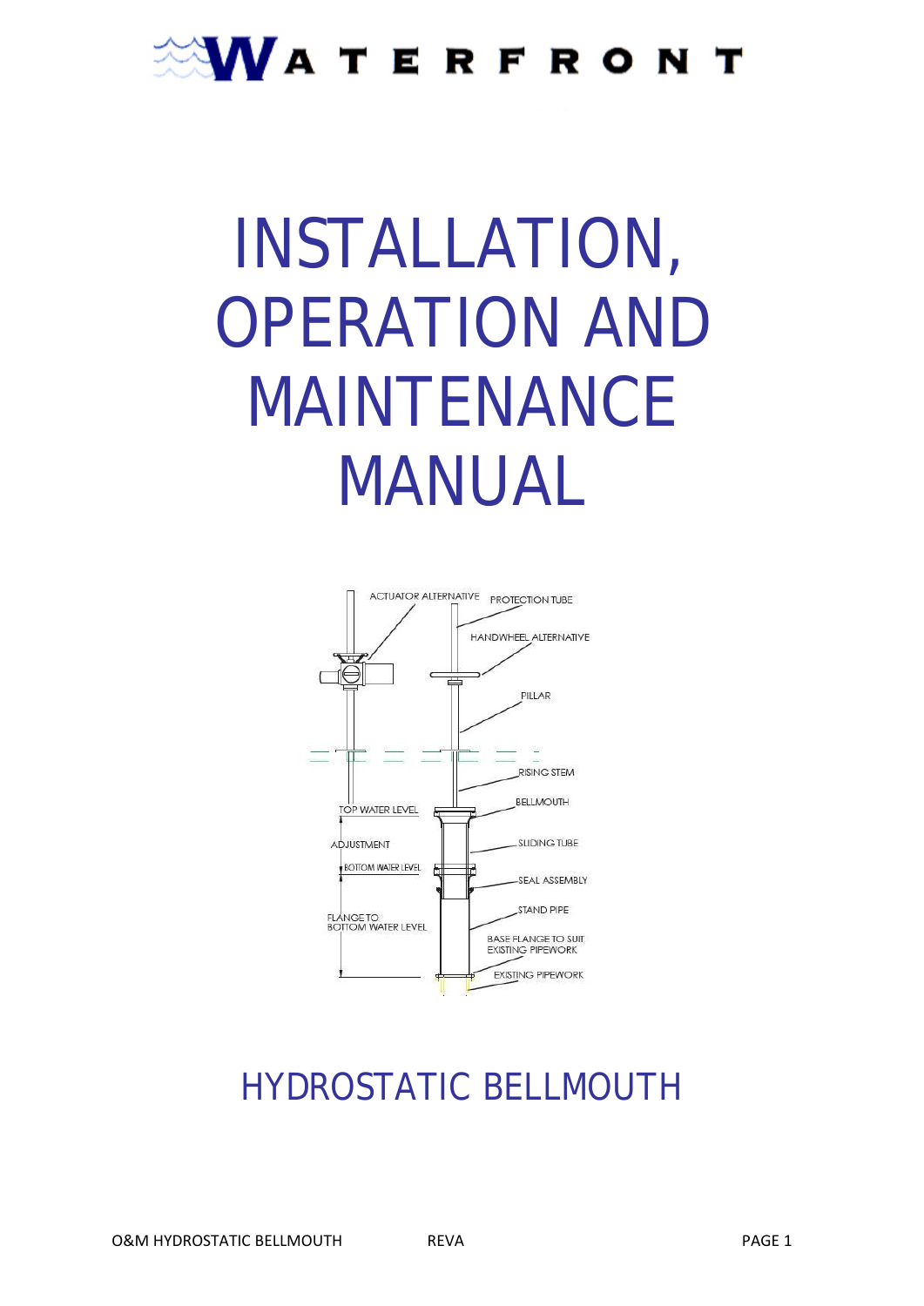# WATERFRONT

# INSTALLATION, OPERATION AND MAINTENANCE MANUAL

ACTUATOR ALTERNATIVE

PROTECTION TUBE

HANDWHEEL ALTERNATIVE

PILLAR

RISING STEM

BELLMOUTH

TOP WATER LEVEL

ADJUSTMENT

SLIDING TUBE

BOTTOM WATER LEVEL

SEAL ASSEMBLY

STAND PIPE

FLANGE TO BOTTOM WATER LEVEL

BASE FLANGE TO SUIT EXISTING PIPEWORK

EXISTING PIPEWORK

## HYDROSTATIC BELLMOUTH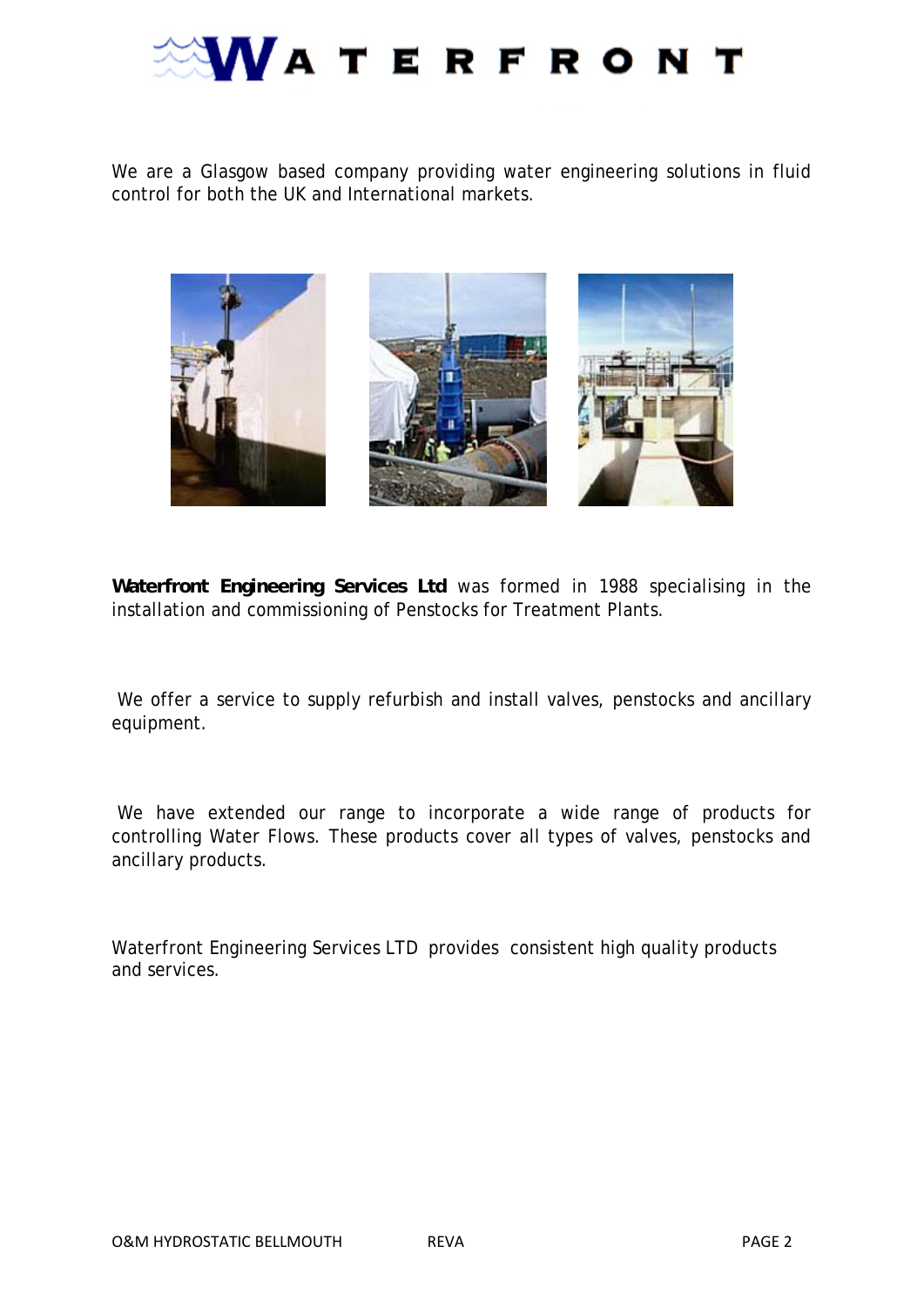# WATERFRONT

We are a Glasgow based company providing water engineering solutions in fluid control for both the UK and International markets.

**Waterfront Engineering Services Ltd** was formed in 1988 specialising in the installation and commissioning of Penstocks for Treatment Plants.

We offer a service to supply refurbish and install valves, penstocks and ancillary equipment.

We have extended our range to incorporate a wide range of products for controlling Water Flows. These products cover all types of valves, penstocks and ancillary products.

Waterfront Engineering Services LTD provides consistent high quality products and services.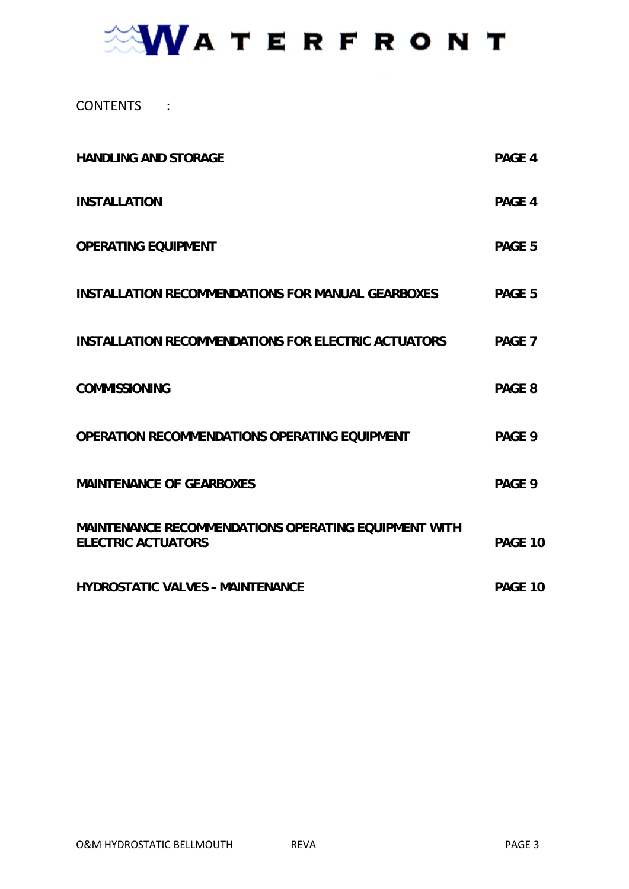WATERFRONT

CONTENTS :

| | |
|---|---|
| **HANDLING AND STORAGE** | **PAGE 4** |
| **INSTALLATION** | **PAGE 4** |
| **OPERATING EQUIPMENT** | **PAGE 5** |
| **INSTALLATION RECOMMENDATIONS FOR MANUAL GEARBOXES** | **PAGE 5** |
| **INSTALLATION RECOMMENDATIONS FOR ELECTRIC ACTUATORS** | **PAGE 7** |
| **COMMISSIONING** | **PAGE 8** |
| **OPERATION RECOMMENDATIONS OPERATING EQUIPMENT** | **PAGE 9** |
| **MAINTENANCE OF GEARBOXES** | **PAGE 9** |
| **MAINTENANCE RECOMMENDATIONS OPERATING EQUIPMENT WITH ELECTRIC ACTUATORS** | **PAGE 10** |
| **HYDROSTATIC VALVES – MAINTENANCE** | **PAGE 10** |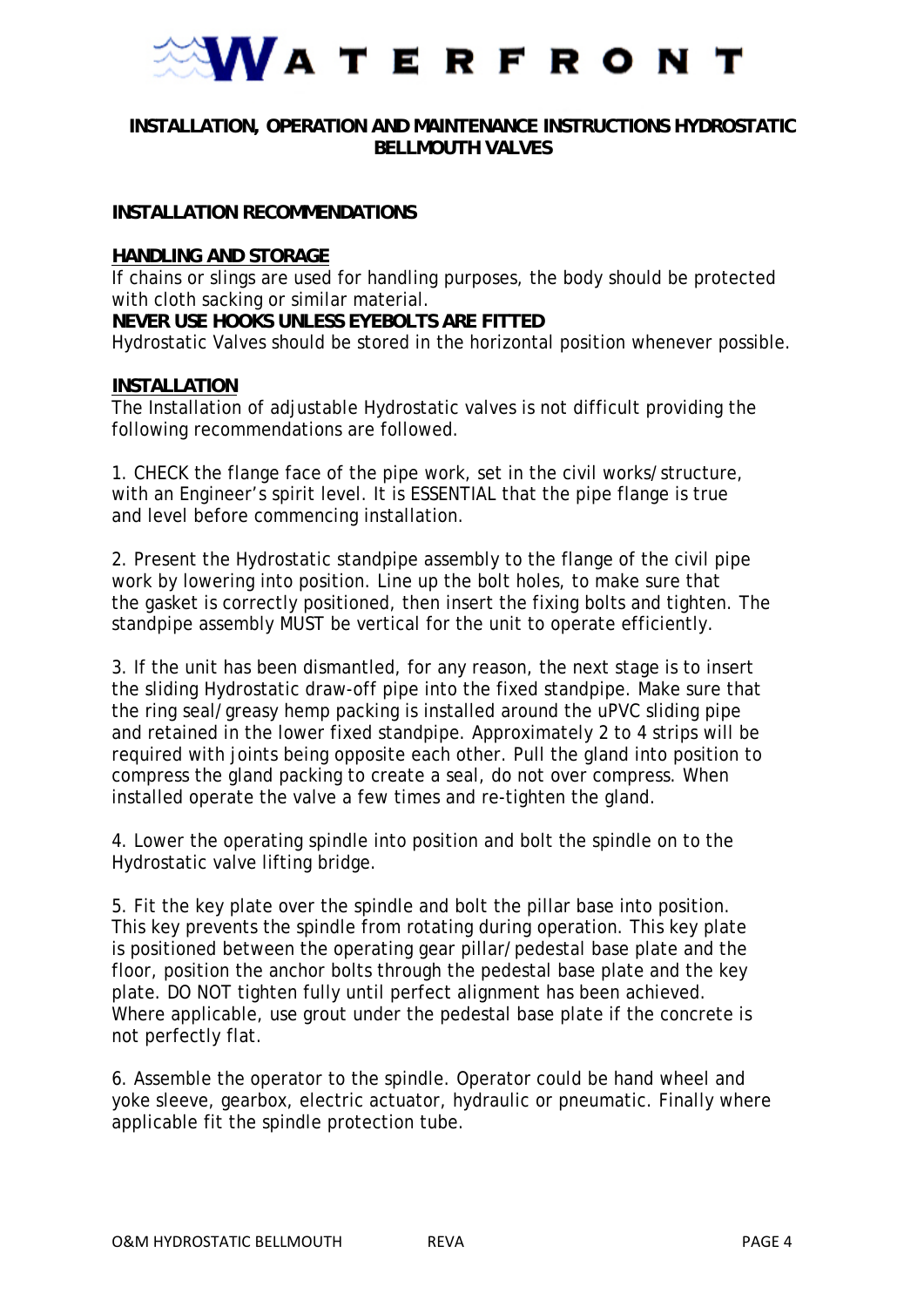**WATERFRONT**

# INSTALLATION, OPERATION AND MAINTENANCE INSTRUCTIONS HYDROSTATIC BELLMOUTH VALVES

## INSTALLATION RECOMMENDATIONS

### HANDLING AND STORAGE

If chains or slings are used for handling purposes, the body should be protected with cloth sacking or similar material.

**NEVER USE HOOKS UNLESS EYEBOLTS ARE FITTED**

Hydrostatic Valves should be stored in the horizontal position whenever possible.

### INSTALLATION

The Installation of adjustable Hydrostatic valves is not difficult providing the following recommendations are followed.

1. CHECK the flange face of the pipe work, set in the civil works/structure, with an Engineer's spirit level. It is ESSENTIAL that the pipe flange is true and level before commencing installation.

2. Present the Hydrostatic standpipe assembly to the flange of the civil pipe work by lowering into position. Line up the bolt holes, to make sure that the gasket is correctly positioned, then insert the fixing bolts and tighten. The standpipe assembly MUST be vertical for the unit to operate efficiently.

3. If the unit has been dismantled, for any reason, the next stage is to insert the sliding Hydrostatic draw-off pipe into the fixed standpipe. Make sure that the ring seal/greasy hemp packing is installed around the uPVC sliding pipe and retained in the lower fixed standpipe. Approximately 2 to 4 strips will be required with joints being opposite each other. Pull the gland into position to compress the gland packing to create a seal, do not over compress. When installed operate the valve a few times and re-tighten the gland.

4. Lower the operating spindle into position and bolt the spindle on to the Hydrostatic valve lifting bridge.

5. Fit the key plate over the spindle and bolt the pillar base into position. This key prevents the spindle from rotating during operation. This key plate is positioned between the operating gear pillar/pedestal base plate and the floor, position the anchor bolts through the pedestal base plate and the key plate. DO NOT tighten fully until perfect alignment has been achieved. Where applicable, use grout under the pedestal base plate if the concrete is not perfectly flat.

6. Assemble the operator to the spindle. Operator could be hand wheel and yoke sleeve, gearbox, electric actuator, hydraulic or pneumatic. Finally where applicable fit the spindle protection tube.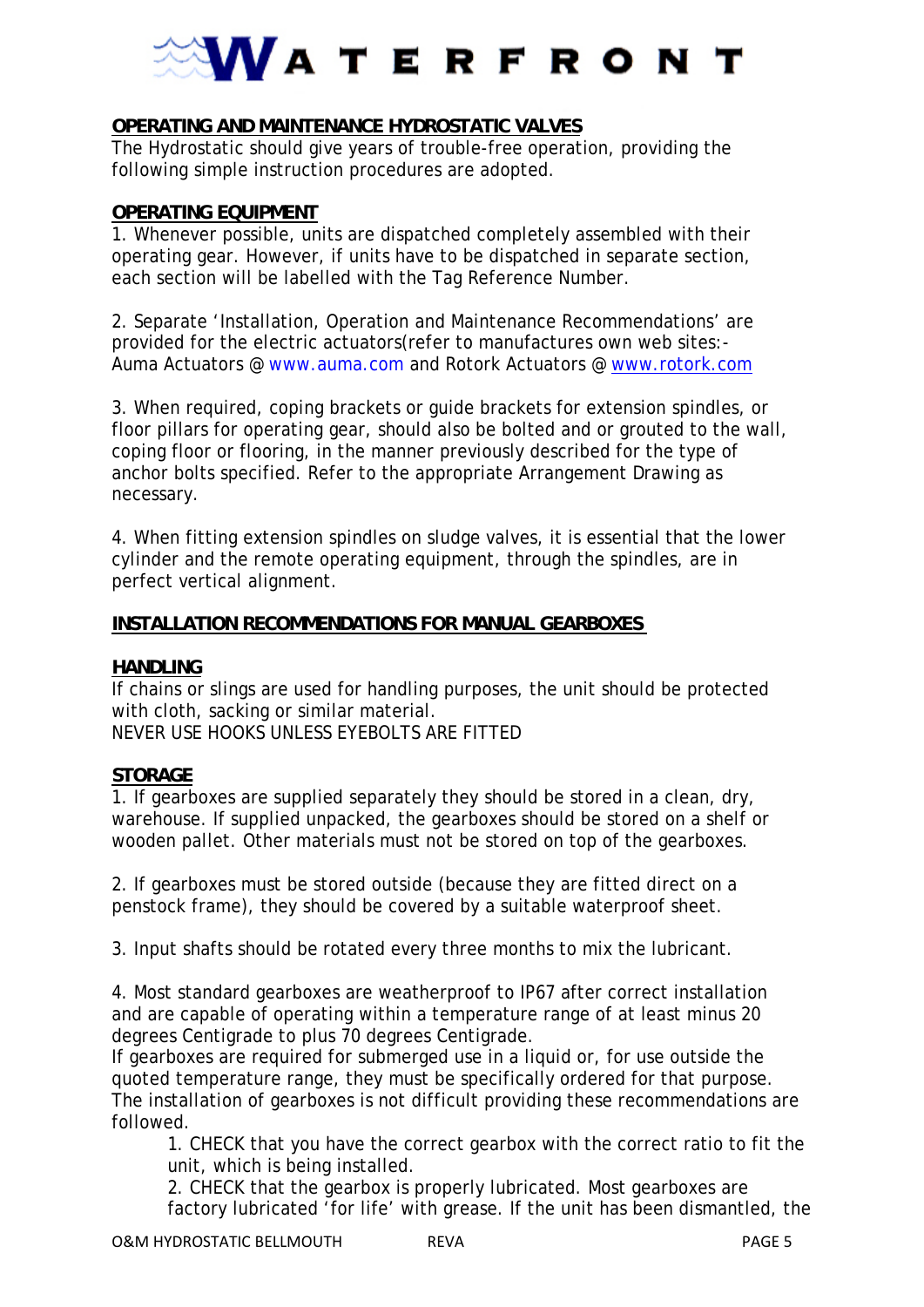## OPERATING AND MAINTENANCE HYDROSTATIC VALVES

The Hydrostatic should give years of trouble-free operation, providing the following simple instruction procedures are adopted.

## OPERATING EQUIPMENT

1. Whenever possible, units are dispatched completely assembled with their operating gear. However, if units have to be dispatched in separate section, each section will be labelled with the Tag Reference Number.

2. Separate 'Installation, Operation and Maintenance Recommendations' are provided for the electric actuators(refer to manufactures own web sites:- Auma Actuators @ www.auma.com and Rotork Actuators @ www.rotork.com

3. When required, coping brackets or guide brackets for extension spindles, or floor pillars for operating gear, should also be bolted and or grouted to the wall, coping floor or flooring, in the manner previously described for the type of anchor bolts specified. Refer to the appropriate Arrangement Drawing as necessary.

4. When fitting extension spindles on sludge valves, it is essential that the lower cylinder and the remote operating equipment, through the spindles, are in perfect vertical alignment.

## INSTALLATION RECOMMENDATIONS FOR MANUAL GEARBOXES

### HANDLING

If chains or slings are used for handling purposes, the unit should be protected with cloth, sacking or similar material.
NEVER USE HOOKS UNLESS EYEBOLTS ARE FITTED

### STORAGE

1. If gearboxes are supplied separately they should be stored in a clean, dry, warehouse. If supplied unpacked, the gearboxes should be stored on a shelf or wooden pallet. Other materials must not be stored on top of the gearboxes.

2. If gearboxes must be stored outside (because they are fitted direct on a penstock frame), they should be covered by a suitable waterproof sheet.

3. Input shafts should be rotated every three months to mix the lubricant.

4. Most standard gearboxes are weatherproof to IP67 after correct installation and are capable of operating within a temperature range of at least minus 20 degrees Centigrade to plus 70 degrees Centigrade.
If gearboxes are required for submerged use in a liquid or, for use outside the quoted temperature range, they must be specifically ordered for that purpose.
The installation of gearboxes is not difficult providing these recommendations are followed.

   1. CHECK that you have the correct gearbox with the correct ratio to fit the unit, which is being installed.
   2. CHECK that the gearbox is properly lubricated. Most gearboxes are factory lubricated 'for life' with grease. If the unit has been dismantled, the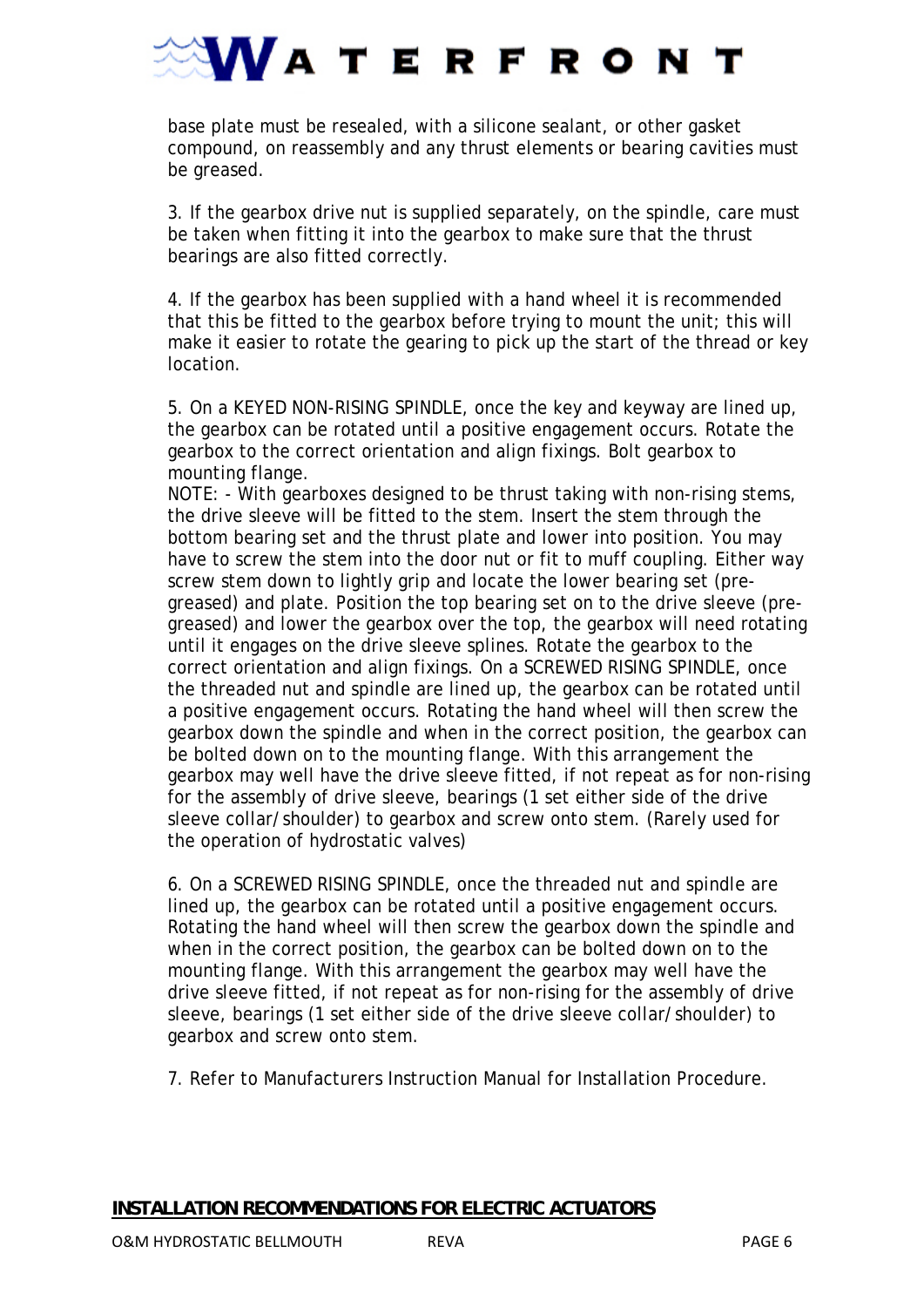base plate must be resealed, with a silicone sealant, or other gasket compound, on reassembly and any thrust elements or bearing cavities must be greased.

3. If the gearbox drive nut is supplied separately, on the spindle, care must be taken when fitting it into the gearbox to make sure that the thrust bearings are also fitted correctly.

4. If the gearbox has been supplied with a hand wheel it is recommended that this be fitted to the gearbox before trying to mount the unit; this will make it easier to rotate the gearing to pick up the start of the thread or key location.

5. On a KEYED NON-RISING SPINDLE, once the key and keyway are lined up, the gearbox can be rotated until a positive engagement occurs. Rotate the gearbox to the correct orientation and align fixings. Bolt gearbox to mounting flange.
NOTE: - With gearboxes designed to be thrust taking with non-rising stems, the drive sleeve will be fitted to the stem. Insert the stem through the bottom bearing set and the thrust plate and lower into position. You may have to screw the stem into the door nut or fit to muff coupling. Either way screw stem down to lightly grip and locate the lower bearing set (pre-greased) and plate. Position the top bearing set on to the drive sleeve (pre-greased) and lower the gearbox over the top, the gearbox will need rotating until it engages on the drive sleeve splines. Rotate the gearbox to the correct orientation and align fixings. On a SCREWED RISING SPINDLE, once the threaded nut and spindle are lined up, the gearbox can be rotated until a positive engagement occurs. Rotating the hand wheel will then screw the gearbox down the spindle and when in the correct position, the gearbox can be bolted down on to the mounting flange. With this arrangement the gearbox may well have the drive sleeve fitted, if not repeat as for non-rising for the assembly of drive sleeve, bearings (1 set either side of the drive sleeve collar/shoulder) to gearbox and screw onto stem. (Rarely used for the operation of hydrostatic valves)

6. On a SCREWED RISING SPINDLE, once the threaded nut and spindle are lined up, the gearbox can be rotated until a positive engagement occurs. Rotating the hand wheel will then screw the gearbox down the spindle and when in the correct position, the gearbox can be bolted down on to the mounting flange. With this arrangement the gearbox may well have the drive sleeve fitted, if not repeat as for non-rising for the assembly of drive sleeve, bearings (1 set either side of the drive sleeve collar/shoulder) to gearbox and screw onto stem.

7. Refer to Manufacturers Instruction Manual for Installation Procedure.

## INSTALLATION RECOMMENDATIONS FOR ELECTRIC ACTUATORS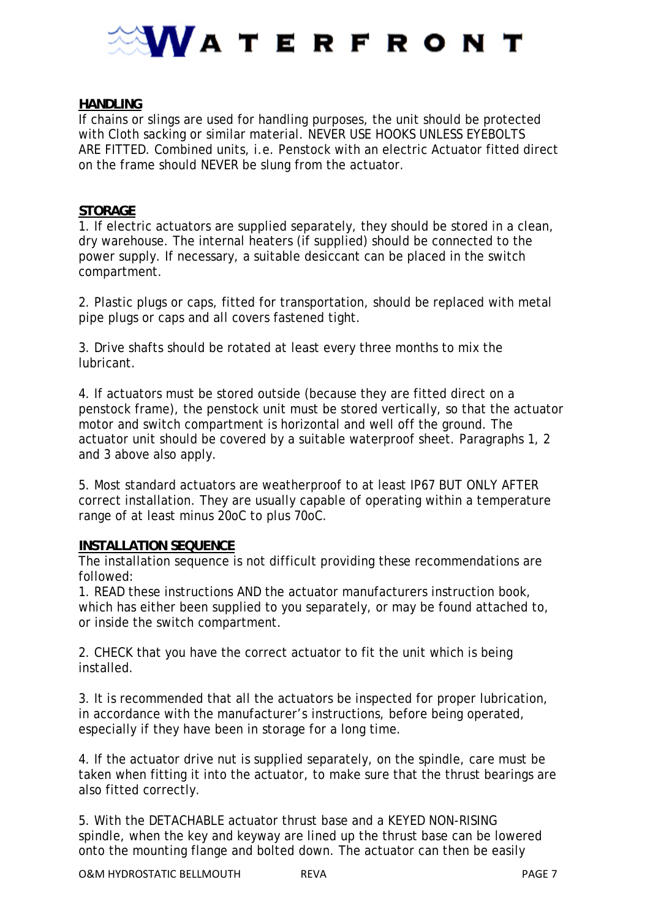## HANDLING

If chains or slings are used for handling purposes, the unit should be protected with Cloth sacking or similar material. NEVER USE HOOKS UNLESS EYEBOLTS ARE FITTED. Combined units, i.e. Penstock with an electric Actuator fitted direct on the frame should NEVER be slung from the actuator.

## STORAGE

1. If electric actuators are supplied separately, they should be stored in a clean, dry warehouse. The internal heaters (if supplied) should be connected to the power supply. If necessary, a suitable desiccant can be placed in the switch compartment.

2. Plastic plugs or caps, fitted for transportation, should be replaced with metal pipe plugs or caps and all covers fastened tight.

3. Drive shafts should be rotated at least every three months to mix the lubricant.

4. If actuators must be stored outside (because they are fitted direct on a penstock frame), the penstock unit must be stored vertically, so that the actuator motor and switch compartment is horizontal and well off the ground. The actuator unit should be covered by a suitable waterproof sheet. Paragraphs 1, 2 and 3 above also apply.

5. Most standard actuators are weatherproof to at least IP67 BUT ONLY AFTER correct installation. They are usually capable of operating within a temperature range of at least minus 20oC to plus 70oC.

## INSTALLATION SEQUENCE

The installation sequence is not difficult providing these recommendations are followed:

1. READ these instructions AND the actuator manufacturers instruction book, which has either been supplied to you separately, or may be found attached to, or inside the switch compartment.

2. CHECK that you have the correct actuator to fit the unit which is being installed.

3. It is recommended that all the actuators be inspected for proper lubrication, in accordance with the manufacturer's instructions, before being operated, especially if they have been in storage for a long time.

4. If the actuator drive nut is supplied separately, on the spindle, care must be taken when fitting it into the actuator, to make sure that the thrust bearings are also fitted correctly.

5. With the DETACHABLE actuator thrust base and a KEYED NON-RISING spindle, when the key and keyway are lined up the thrust base can be lowered onto the mounting flange and bolted down. The actuator can then be easily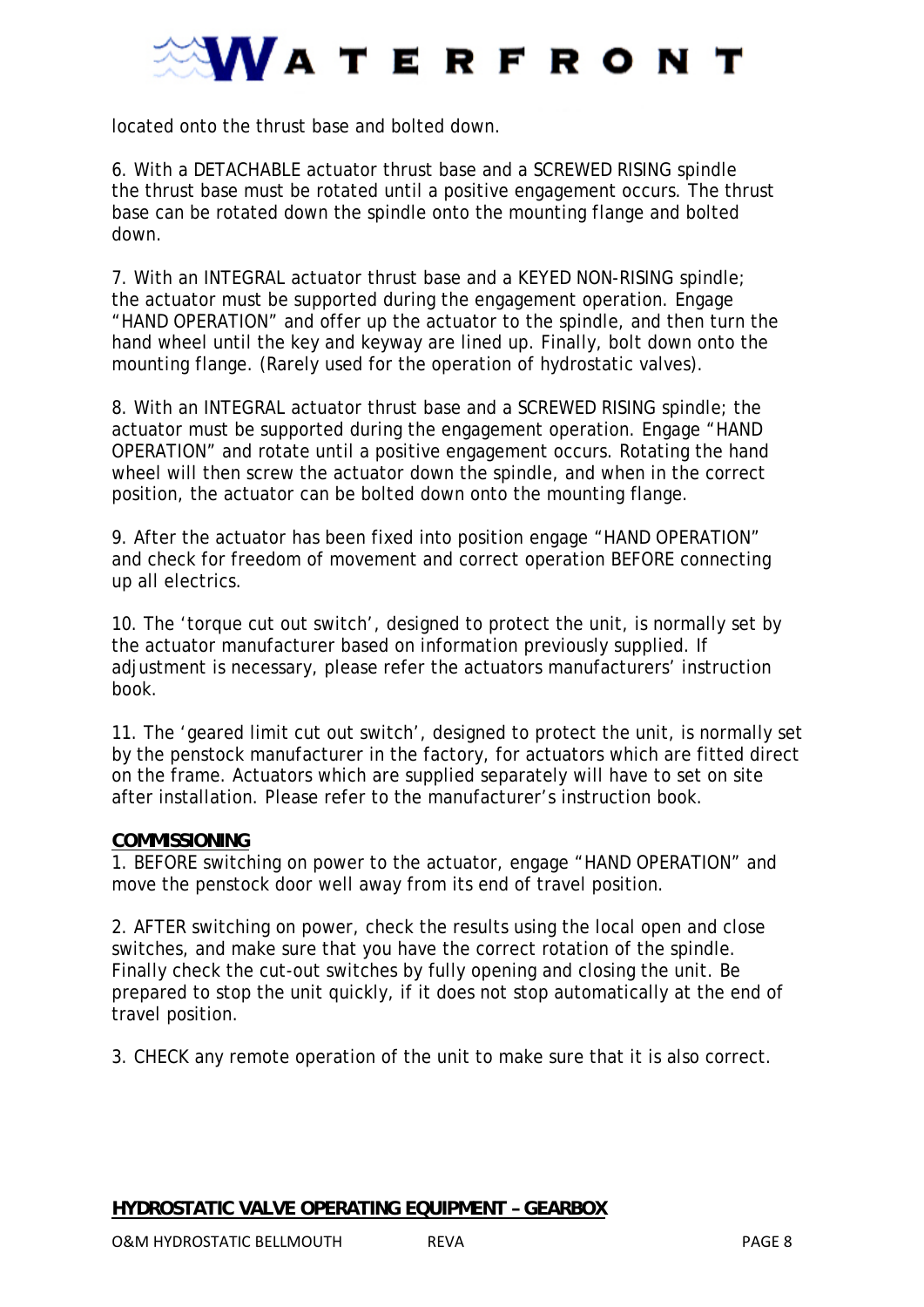located onto the thrust base and bolted down.

6. With a DETACHABLE actuator thrust base and a SCREWED RISING spindle the thrust base must be rotated until a positive engagement occurs. The thrust base can be rotated down the spindle onto the mounting flange and bolted down.

7. With an INTEGRAL actuator thrust base and a KEYED NON-RISING spindle; the actuator must be supported during the engagement operation. Engage “HAND OPERATION” and offer up the actuator to the spindle, and then turn the hand wheel until the key and keyway are lined up. Finally, bolt down onto the mounting flange. (Rarely used for the operation of hydrostatic valves).

8. With an INTEGRAL actuator thrust base and a SCREWED RISING spindle; the actuator must be supported during the engagement operation. Engage “HAND OPERATION” and rotate until a positive engagement occurs. Rotating the hand wheel will then screw the actuator down the spindle, and when in the correct position, the actuator can be bolted down onto the mounting flange.

9. After the actuator has been fixed into position engage “HAND OPERATION” and check for freedom of movement and correct operation BEFORE connecting up all electrics.

10. The ‘torque cut out switch’, designed to protect the unit, is normally set by the actuator manufacturer based on information previously supplied. If adjustment is necessary, please refer the actuators manufacturers’ instruction book.

11. The ‘geared limit cut out switch’, designed to protect the unit, is normally set by the penstock manufacturer in the factory, for actuators which are fitted direct on the frame. Actuators which are supplied separately will have to set on site after installation. Please refer to the manufacturer’s instruction book.

**COMMISSIONING**

1. BEFORE switching on power to the actuator, engage “HAND OPERATION” and move the penstock door well away from its end of travel position.

2. AFTER switching on power, check the results using the local open and close switches, and make sure that you have the correct rotation of the spindle. Finally check the cut-out switches by fully opening and closing the unit. Be prepared to stop the unit quickly, if it does not stop automatically at the end of travel position.

3. CHECK any remote operation of the unit to make sure that it is also correct.

**HYDROSTATIC VALVE OPERATING EQUIPMENT – GEARBOX**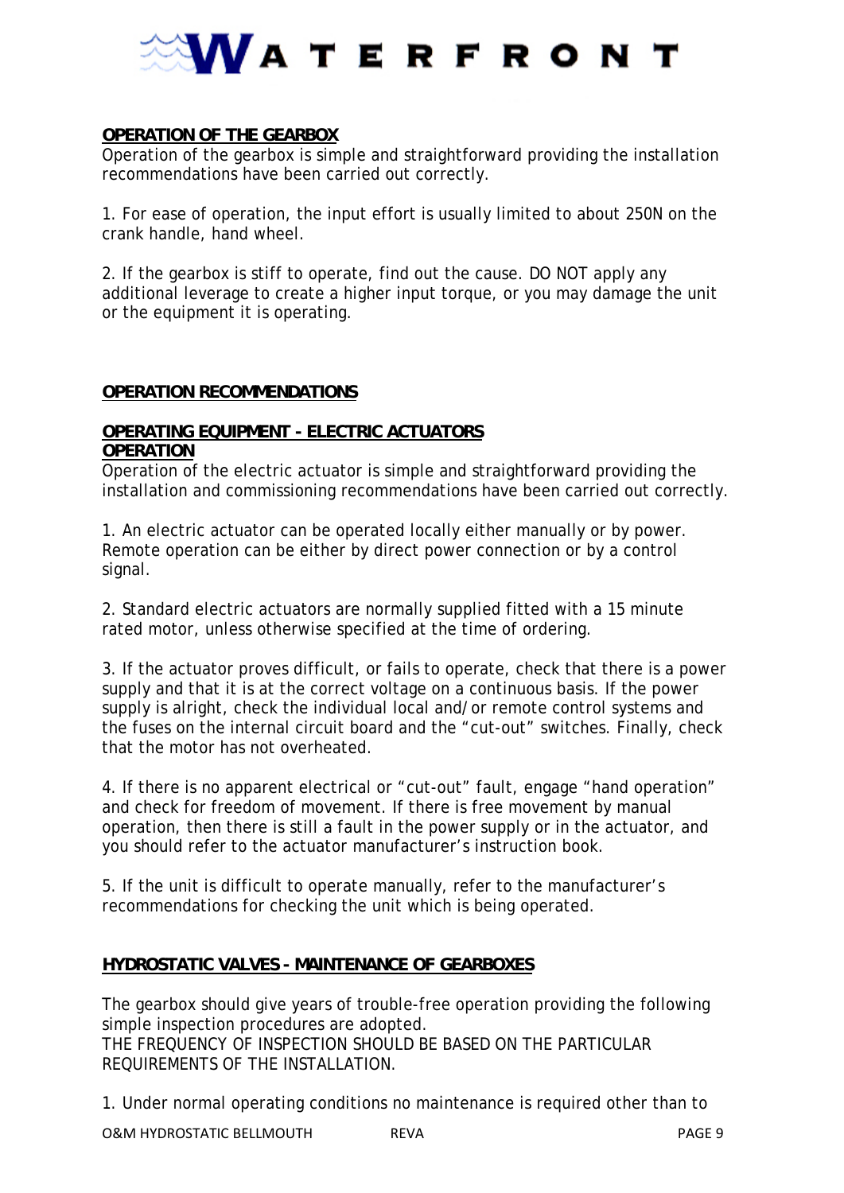## OPERATION OF THE GEARBOX

Operation of the gearbox is simple and straightforward providing the installation recommendations have been carried out correctly.

1. For ease of operation, the input effort is usually limited to about 250N on the crank handle, hand wheel.

2. If the gearbox is stiff to operate, find out the cause. DO NOT apply any additional leverage to create a higher input torque, or you may damage the unit or the equipment it is operating.

## OPERATION RECOMMENDATIONS

### OPERATING EQUIPMENT - ELECTRIC ACTUATORS

### OPERATION

Operation of the electric actuator is simple and straightforward providing the installation and commissioning recommendations have been carried out correctly.

1. An electric actuator can be operated locally either manually or by power. Remote operation can be either by direct power connection or by a control signal.

2. Standard electric actuators are normally supplied fitted with a 15 minute rated motor, unless otherwise specified at the time of ordering.

3. If the actuator proves difficult, or fails to operate, check that there is a power supply and that it is at the correct voltage on a continuous basis. If the power supply is alright, check the individual local and/or remote control systems and the fuses on the internal circuit board and the "cut-out" switches. Finally, check that the motor has not overheated.

4. If there is no apparent electrical or "cut-out" fault, engage "hand operation" and check for freedom of movement. If there is free movement by manual operation, then there is still a fault in the power supply or in the actuator, and you should refer to the actuator manufacturer's instruction book.

5. If the unit is difficult to operate manually, refer to the manufacturer's recommendations for checking the unit which is being operated.

## HYDROSTATIC VALVES - MAINTENANCE OF GEARBOXES

The gearbox should give years of trouble-free operation providing the following simple inspection procedures are adopted.
THE FREQUENCY OF INSPECTION SHOULD BE BASED ON THE PARTICULAR REQUIREMENTS OF THE INSTALLATION.

1. Under normal operating conditions no maintenance is required other than to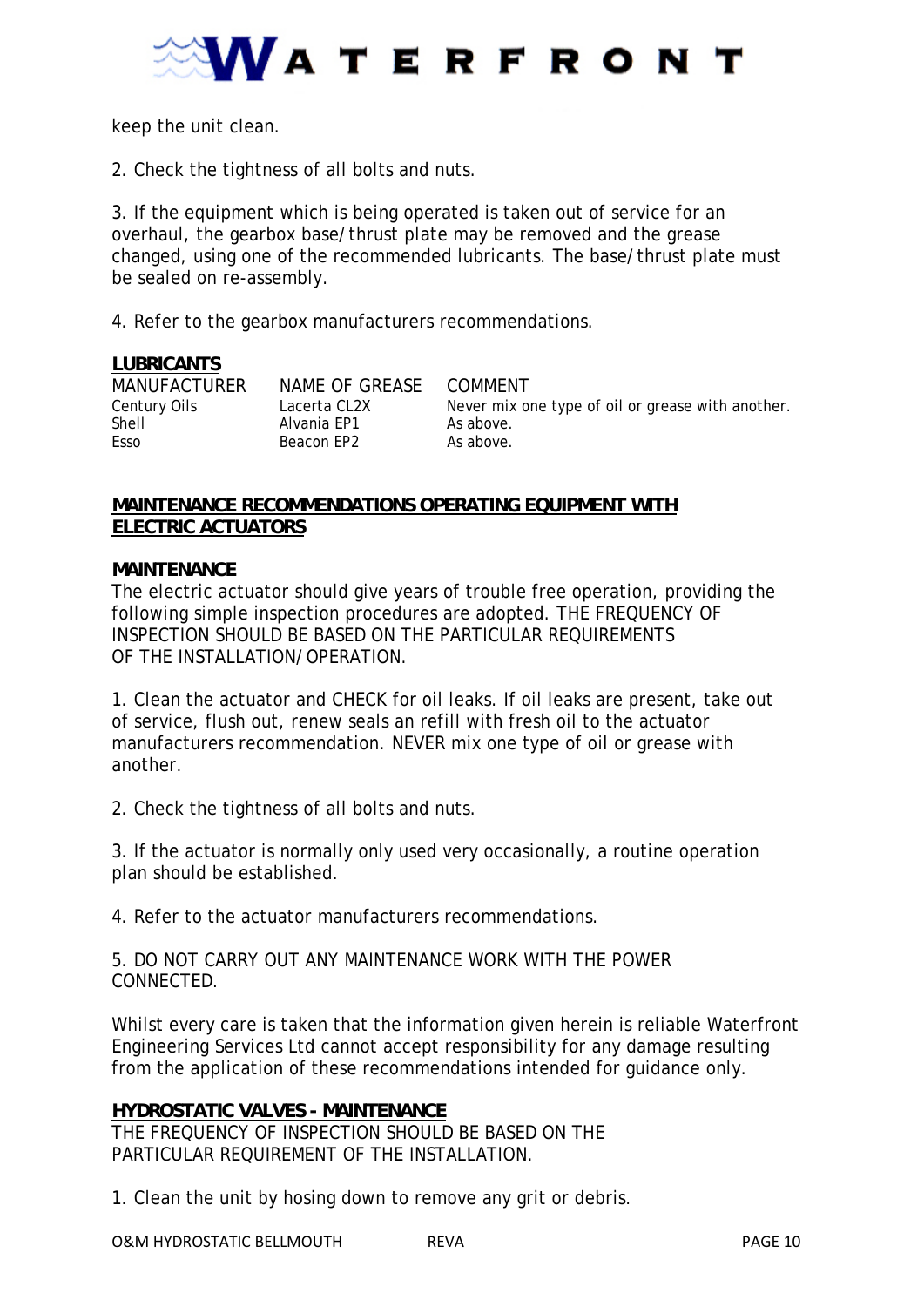keep the unit clean.

2. Check the tightness of all bolts and nuts.

3. If the equipment which is being operated is taken out of service for an overhaul, the gearbox base/thrust plate may be removed and the grease changed, using one of the recommended lubricants. The base/thrust plate must be sealed on re-assembly.

4. Refer to the gearbox manufacturers recommendations.

**LUBRICANTS**

| MANUFACTURER | NAME OF GREASE | COMMENT |
|---|---|---|
| Century Oils | Lacerta CL2X | Never mix one type of oil or grease with another. |
| Shell | Alvania EP1 | As above. |
| Esso | Beacon EP2 | As above. |

## MAINTENANCE RECOMMENDATIONS OPERATING EQUIPMENT WITH ELECTRIC ACTUATORS

### MAINTENANCE

The electric actuator should give years of trouble free operation, providing the following simple inspection procedures are adopted. THE FREQUENCY OF INSPECTION SHOULD BE BASED ON THE PARTICULAR REQUIREMENTS OF THE INSTALLATION/OPERATION.

1. Clean the actuator and CHECK for oil leaks. If oil leaks are present, take out of service, flush out, renew seals an refill with fresh oil to the actuator manufacturers recommendation. NEVER mix one type of oil or grease with another.

2. Check the tightness of all bolts and nuts.

3. If the actuator is normally only used very occasionally, a routine operation plan should be established.

4. Refer to the actuator manufacturers recommendations.

5. DO NOT CARRY OUT ANY MAINTENANCE WORK WITH THE POWER CONNECTED.

Whilst every care is taken that the information given herein is reliable Waterfront Engineering Services Ltd cannot accept responsibility for any damage resulting from the application of these recommendations intended for guidance only.

## HYDROSTATIC VALVES - MAINTENANCE

THE FREQUENCY OF INSPECTION SHOULD BE BASED ON THE PARTICULAR REQUIREMENT OF THE INSTALLATION.

1. Clean the unit by hosing down to remove any grit or debris.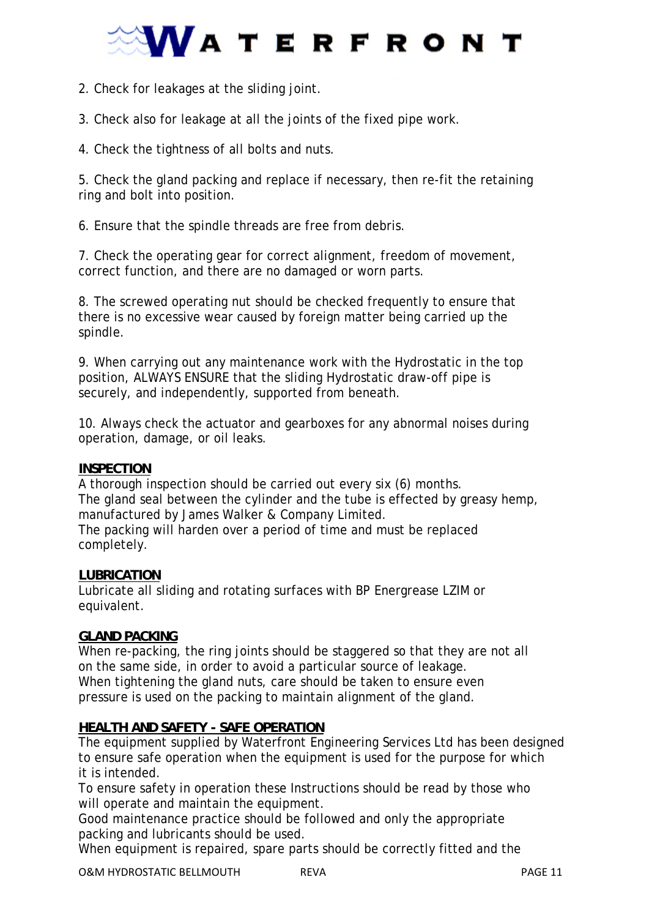2. Check for leakages at the sliding joint.

3. Check also for leakage at all the joints of the fixed pipe work.

4. Check the tightness of all bolts and nuts.

5. Check the gland packing and replace if necessary, then re-fit the retaining ring and bolt into position.

6. Ensure that the spindle threads are free from debris.

7. Check the operating gear for correct alignment, freedom of movement, correct function, and there are no damaged or worn parts.

8. The screwed operating nut should be checked frequently to ensure that there is no excessive wear caused by foreign matter being carried up the spindle.

9. When carrying out any maintenance work with the Hydrostatic in the top position, ALWAYS ENSURE that the sliding Hydrostatic draw-off pipe is securely, and independently, supported from beneath.

10. Always check the actuator and gearboxes for any abnormal noises during operation, damage, or oil leaks.

**INSPECTION**

A thorough inspection should be carried out every six (6) months.
The gland seal between the cylinder and the tube is effected by greasy hemp, manufactured by James Walker & Company Limited.
The packing will harden over a period of time and must be replaced completely.

**LUBRICATION**

Lubricate all sliding and rotating surfaces with BP Energrease LZIM or equivalent.

**GLAND PACKING**

When re-packing, the ring joints should be staggered so that they are not all on the same side, in order to avoid a particular source of leakage.
When tightening the gland nuts, care should be taken to ensure even pressure is used on the packing to maintain alignment of the gland.

**HEALTH AND SAFETY - SAFE OPERATION**

The equipment supplied by Waterfront Engineering Services Ltd has been designed to ensure safe operation when the equipment is used for the purpose for which it is intended.
To ensure safety in operation these Instructions should be read by those who will operate and maintain the equipment.
Good maintenance practice should be followed and only the appropriate packing and lubricants should be used.
When equipment is repaired, spare parts should be correctly fitted and the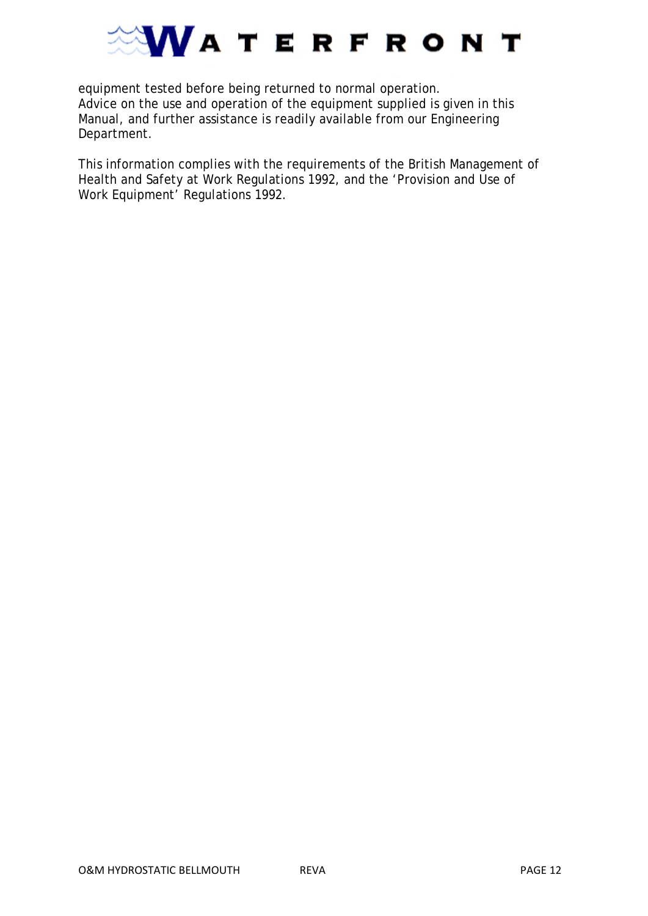equipment tested before being returned to normal operation.
Advice on the use and operation of the equipment supplied is given in this Manual, and further assistance is readily available from our Engineering Department.

This information complies with the requirements of the British Management of Health and Safety at Work Regulations 1992, and the ‘Provision and Use of Work Equipment’ Regulations 1992.